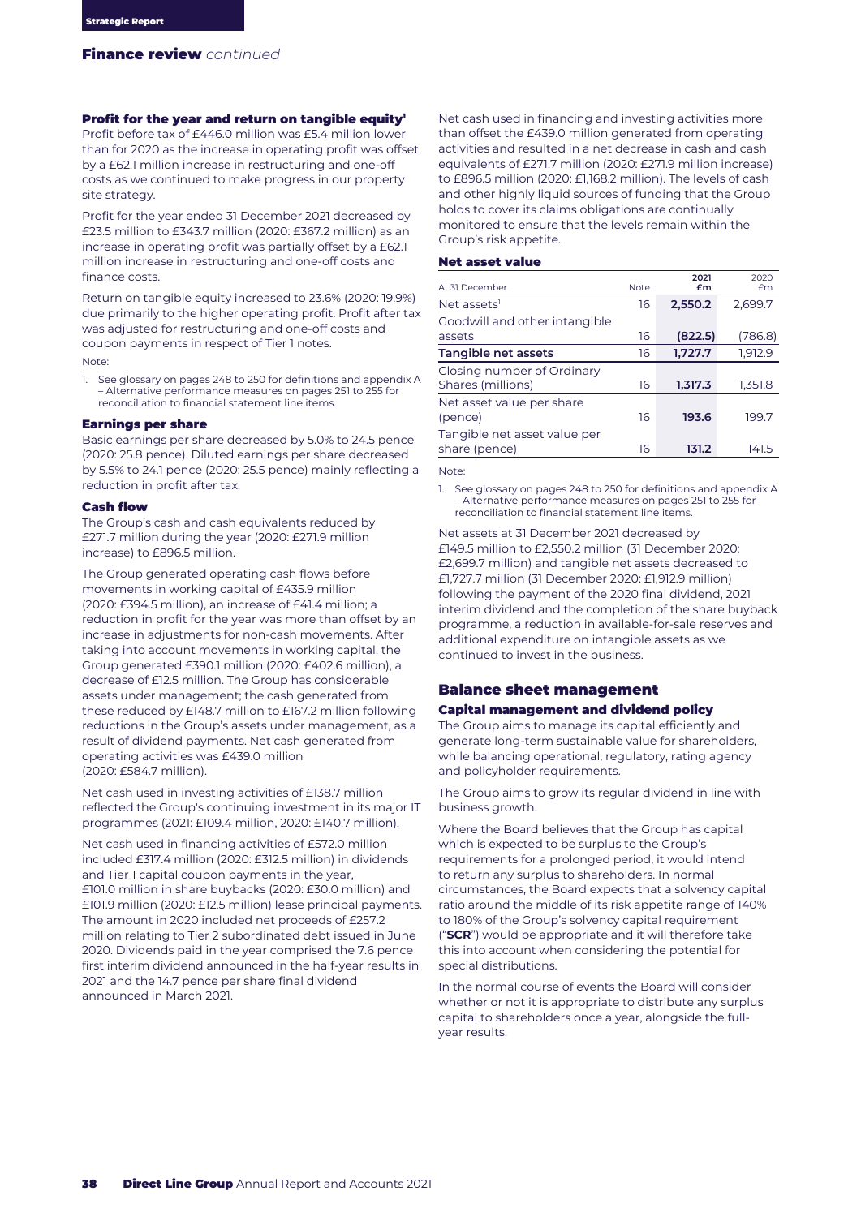## Finance review *continued*

### Profit for the year and return on tangible equity[1]

Profit before tax of £446.0 million was £5.4 million lower than for 2020 as the increase in operating profit was offset by a £62.1 million increase in restructuring and one-off costs as we continued to make progress in our property site strategy.

Profit for the year ended 31 December 2021 decreased by £23.5 million to £343.7 million (2020: £367.2 million) as an increase in operating profit was partially offset by a £62.1 million increase in restructuring and one-off costs and finance costs.

Return on tangible equity increased to 23.6% (2020: 19.9%) due primarily to the higher operating profit. Profit after tax was adjusted for restructuring and one-off costs and coupon payments in respect of Tier 1 notes.

Note:

1. See glossary on pages 248 to 250 for definitions and appendix A – Alternative performance measures on pages 251 to 255 for reconciliation to financial statement line items.

### Earnings per share

Basic earnings per share decreased by 5.0% to 24.5 pence (2020: 25.8 pence). Diluted earnings per share decreased by 5.5% to 24.1 pence (2020: 25.5 pence) mainly reflecting a reduction in profit after tax.

### Cash flow

The Group's cash and cash equivalents reduced by £271.7 million during the year (2020: £271.9 million increase) to £896.5 million.

The Group generated operating cash flows before movements in working capital of £435.9 million (2020: £394.5 million), an increase of £41.4 million; a reduction in profit for the year was more than offset by an increase in adjustments for non-cash movements. After taking into account movements in working capital, the Group generated £390.1 million (2020: £402.6 million), a decrease of £12.5 million. The Group has considerable assets under management; the cash generated from these reduced by £148.7 million to £167.2 million following reductions in the Group's assets under management, as a result of dividend payments. Net cash generated from operating activities was £439.0 million (2020: £584.7 million).

Net cash used in investing activities of £138.7 million reflected the Group's continuing investment in its major IT programmes (2021: £109.4 million, 2020: £140.7 million).

Net cash used in financing activities of £572.0 million included £317.4 million (2020: £312.5 million) in dividends and Tier 1 capital coupon payments in the year, £101.0 million in share buybacks (2020: £30.0 million) and £101.9 million (2020: £12.5 million) lease principal payments. The amount in 2020 included net proceeds of £257.2 million relating to Tier 2 subordinated debt issued in June 2020. Dividends paid in the year comprised the 7.6 pence first interim dividend announced in the half-year results in 2021 and the 14.7 pence per share final dividend announced in March 2021.

Net cash used in financing and investing activities more than offset the £439.0 million generated from operating activities and resulted in a net decrease in cash and cash equivalents of £271.7 million (2020: £271.9 million increase) to £896.5 million (2020: £1,168.2 million). The levels of cash and other highly liquid sources of funding that the Group holds to cover its claims obligations are continually monitored to ensure that the levels remain within the Group's risk appetite.

### Net asset value

| At 31 December | Note | 2021 £m | 2020 £m |
|---|---|---|---|
| Net assets[1] | 16 | **2,550.2** | 2,699.7 |
| Goodwill and other intangible assets | 16 | **(822.5)** | (786.8) |
| **Tangible net assets** | 16 | **1,727.7** | 1,912.9 |
| Closing number of Ordinary Shares (millions) | 16 | **1,317.3** | 1,351.8 |
| Net asset value per share (pence) | 16 | **193.6** | 199.7 |
| Tangible net asset value per share (pence) | 16 | **131.2** | 141.5 |

Note:

1. See glossary on pages 248 to 250 for definitions and appendix A – Alternative performance measures on pages 251 to 255 for reconciliation to financial statement line items.

Net assets at 31 December 2021 decreased by £149.5 million to £2,550.2 million (31 December 2020: £2,699.7 million) and tangible net assets decreased to £1,727.7 million (31 December 2020: £1,912.9 million) following the payment of the 2020 final dividend, 2021 interim dividend and the completion of the share buyback programme, a reduction in available-for-sale reserves and additional expenditure on intangible assets as we continued to invest in the business.

## Balance sheet management

### Capital management and dividend policy

The Group aims to manage its capital efficiently and generate long-term sustainable value for shareholders, while balancing operational, regulatory, rating agency and policyholder requirements.

The Group aims to grow its regular dividend in line with business growth.

Where the Board believes that the Group has capital which is expected to be surplus to the Group's requirements for a prolonged period, it would intend to return any surplus to shareholders. In normal circumstances, the Board expects that a solvency capital ratio around the middle of its risk appetite range of 140% to 180% of the Group's solvency capital requirement ("**SCR**") would be appropriate and it will therefore take this into account when considering the potential for special distributions.

In the normal course of events the Board will consider whether or not it is appropriate to distribute any surplus capital to shareholders once a year, alongside the full-year results.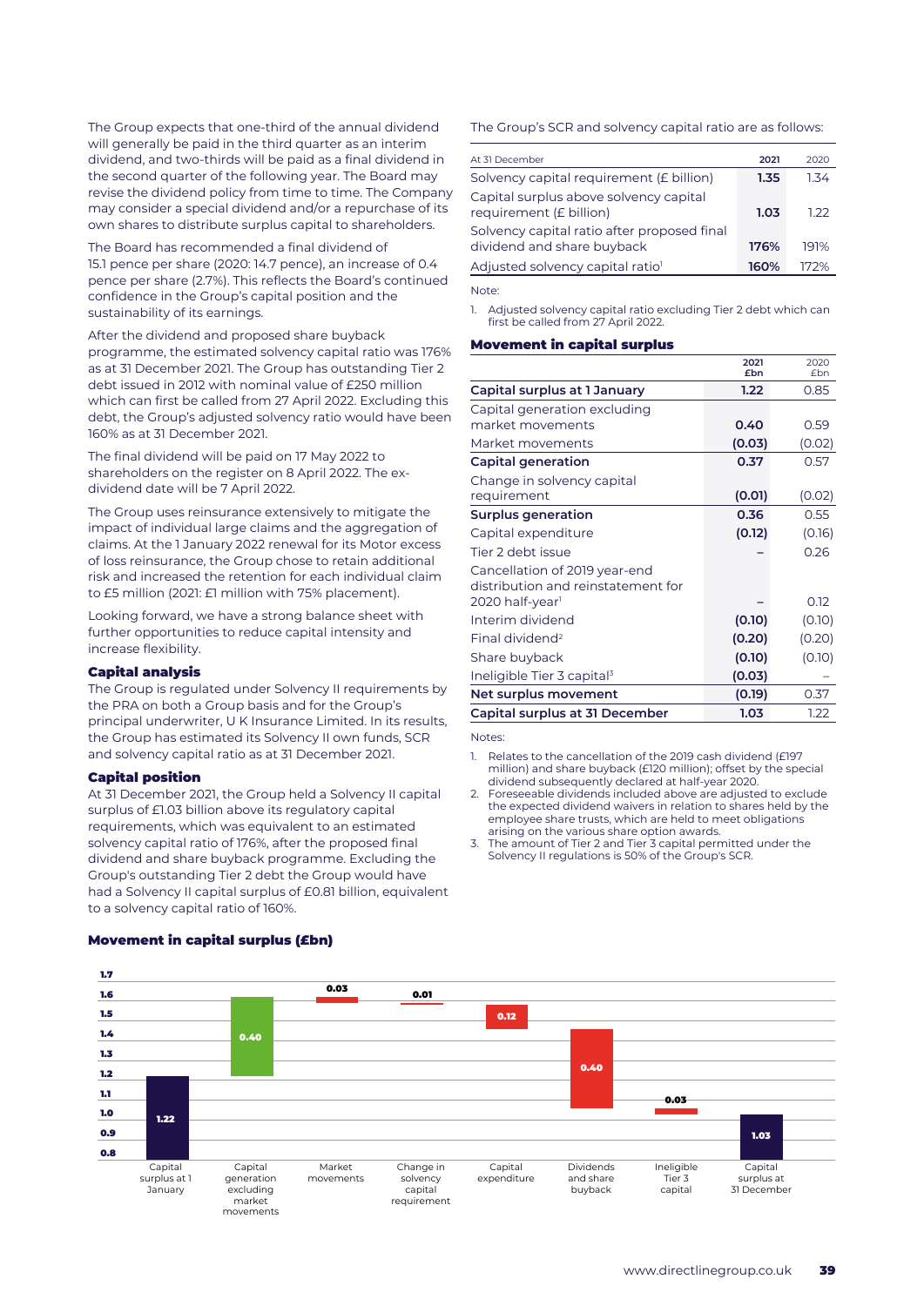The Group expects that one-third of the annual dividend will generally be paid in the third quarter as an interim dividend, and two-thirds will be paid as a final dividend in the second quarter of the following year. The Board may revise the dividend policy from time to time. The Company may consider a special dividend and/or a repurchase of its own shares to distribute surplus capital to shareholders.

The Board has recommended a final dividend of 15.1 pence per share (2020: 14.7 pence), an increase of 0.4 pence per share (2.7%). This reflects the Board's continued confidence in the Group's capital position and the sustainability of its earnings.

After the dividend and proposed share buyback programme, the estimated solvency capital ratio was 176% as at 31 December 2021. The Group has outstanding Tier 2 debt issued in 2012 with nominal value of £250 million which can first be called from 27 April 2022. Excluding this debt, the Group's adjusted solvency ratio would have been 160% as at 31 December 2021.

The final dividend will be paid on 17 May 2022 to shareholders on the register on 8 April 2022. The ex-dividend date will be 7 April 2022.

The Group uses reinsurance extensively to mitigate the impact of individual large claims and the aggregation of claims. At the 1 January 2022 renewal for its Motor excess of loss reinsurance, the Group chose to retain additional risk and increased the retention for each individual claim to £5 million (2021: £1 million with 75% placement).

Looking forward, we have a strong balance sheet with further opportunities to reduce capital intensity and increase flexibility.

### Capital analysis

The Group is regulated under Solvency II requirements by the PRA on both a Group basis and for the Group's principal underwriter, U K Insurance Limited. In its results, the Group has estimated its Solvency II own funds, SCR and solvency capital ratio as at 31 December 2021.

### Capital position

At 31 December 2021, the Group held a Solvency II capital surplus of £1.03 billion above its regulatory capital requirements, which was equivalent to an estimated solvency capital ratio of 176%, after the proposed final dividend and share buyback programme. Excluding the Group's outstanding Tier 2 debt the Group would have had a Solvency II capital surplus of £0.81 billion, equivalent to a solvency capital ratio of 160%.

The Group's SCR and solvency capital ratio are as follows:

| At 31 December | 2021 | 2020 |
|---|---|---|
| Solvency capital requirement (£ billion) | **1.35** | 1.34 |
| Capital surplus above solvency capital requirement (£ billion) | **1.03** | 1.22 |
| Solvency capital ratio after proposed final dividend and share buyback | **176%** | 191% |
| Adjusted solvency capital ratio[1] | **160%** | 172% |

Note:

1. Adjusted solvency capital ratio excluding Tier 2 debt which can first be called from 27 April 2022.

### Movement in capital surplus

| | 2021 £bn | 2020 £bn |
|---|---|---|
| **Capital surplus at 1 January** | **1.22** | 0.85 |
| Capital generation excluding market movements | **0.40** | 0.59 |
| Market movements | **(0.03)** | (0.02) |
| **Capital generation** | **0.37** | 0.57 |
| Change in solvency capital requirement | **(0.01)** | (0.02) |
| **Surplus generation** | **0.36** | 0.55 |
| Capital expenditure | **(0.12)** | (0.16) |
| Tier 2 debt issue | **–** | 0.26 |
| Cancellation of 2019 year-end distribution and reinstatement for 2020 half-year[1] | **–** | 0.12 |
| Interim dividend | **(0.10)** | (0.10) |
| Final dividend[2] | **(0.20)** | (0.20) |
| Share buyback | **(0.10)** | (0.10) |
| Ineligible Tier 3 capital[3] | **(0.03)** | – |
| **Net surplus movement** | **(0.19)** | 0.37 |
| **Capital surplus at 31 December** | **1.03** | 1.22 |

Notes:

1. Relates to the cancellation of the 2019 cash dividend (£197 million) and share buyback (£120 million); offset by the special dividend subsequently declared at half-year 2020.
2. Foreseeable dividends included above are adjusted to exclude the expected dividend waivers in relation to shares held by the employee share trusts, which are held to meet obligations arising on the various share option awards.
3. The amount of Tier 2 and Tier 3 capital permitted under the Solvency II regulations is 50% of the Group's SCR.

### Movement in capital surplus (£bn)

1.7
1.6
1.5
1.4
1.3
1.2
1.1
1.0
0.9
0.8

1.22
0.40
0.03
0.01
0.12
0.40
0.03
1.03

Capital surplus at 1 January
Capital generation excluding market movements
Market movements
Change in solvency capital requirement
Capital expenditure
Dividends and share buyback
Ineligible Tier 3 capital
Capital surplus at 31 December